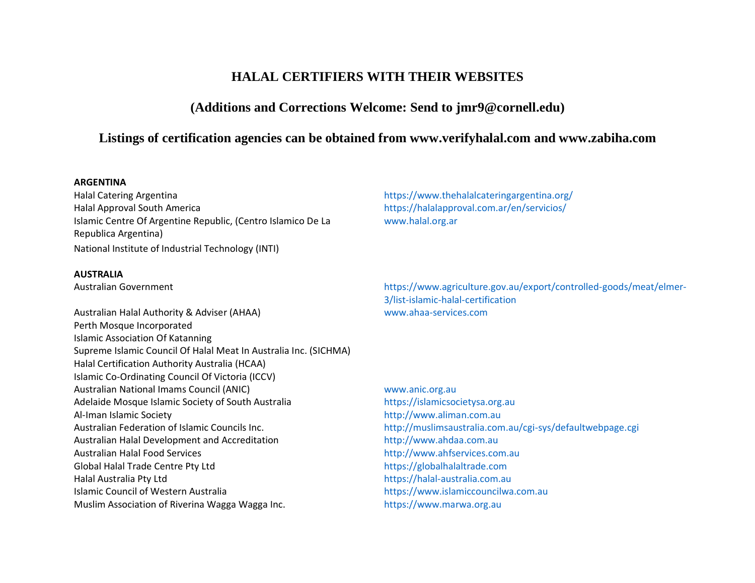# HALAL CERTIFIERS WITH THEIR WEBSITES

## (Additions and Corrections Welcome: Send to jmr9@cornell.edu)

## Listings of certification agencies can be obtained from www.verifyhalal.com and www.zabiha.com

**ARGENTINA**

| | |
|---|---|
| Halal Catering Argentina | https://www.thehalalcateringargentina.org/ |
| Halal Approval South America | https://halalapproval.com.ar/en/servicios/ |
| Islamic Centre Of Argentine Republic, (Centro Islamico De La Republica Argentina) | www.halal.org.ar |
| National Institute of Industrial Technology (INTI) | |

**AUSTRALIA**

| | |
|---|---|
| Australian Government | https://www.agriculture.gov.au/export/controlled-goods/meat/elmer-3/list-islamic-halal-certification |
| Australian Halal Authority & Adviser (AHAA) | www.ahaa-services.com |
| Perth Mosque Incorporated | |
| Islamic Association Of Katanning | |
| Supreme Islamic Council Of Halal Meat In Australia Inc. (SICHMA) | |
| Halal Certification Authority Australia (HCAA) | |
| Islamic Co-Ordinating Council Of Victoria (ICCV) | |
| Australian National Imams Council (ANIC) | www.anic.org.au |
| Adelaide Mosque Islamic Society of South Australia | https://islamicsocietysa.org.au |
| Al-Iman Islamic Society | http://www.aliman.com.au |
| Australian Federation of Islamic Councils Inc. | http://muslimsaustralia.com.au/cgi-sys/defaultwebpage.cgi |
| Australian Halal Development and Accreditation | http://www.ahdaa.com.au |
| Australian Halal Food Services | http://www.ahfservices.com.au |
| Global Halal Trade Centre Pty Ltd | https://globalhalaltrade.com |
| Halal Australia Pty Ltd | https://halal-australia.com.au |
| Islamic Council of Western Australia | https://www.islamiccouncilwa.com.au |
| Muslim Association of Riverina Wagga Wagga Inc. | https://www.marwa.org.au |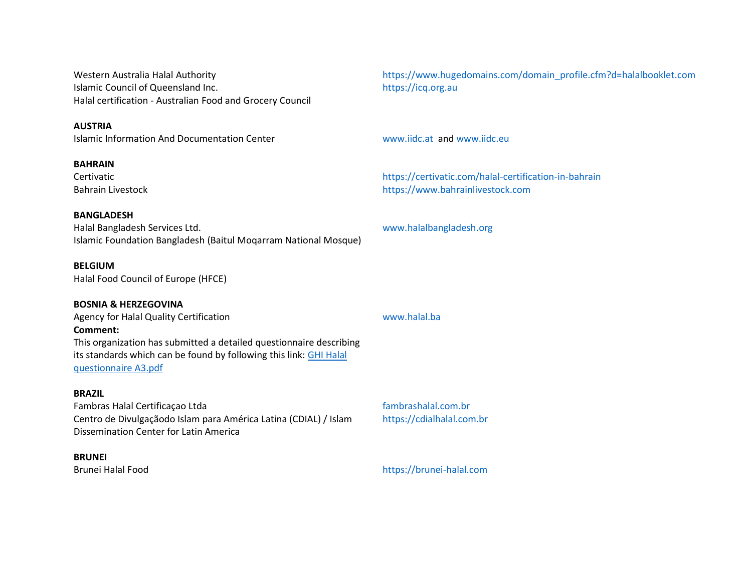Western Australia Halal Authority — https://www.hugedomains.com/domain_profile.cfm?d=halalbooklet.com
Islamic Council of Queensland Inc. — https://icq.org.au
Halal certification - Australian Food and Grocery Council

**AUSTRIA**
Islamic Information And Documentation Center — www.iidc.at and www.iidc.eu

**BAHRAIN**
Certivatic — https://certivatic.com/halal-certification-in-bahrain
Bahrain Livestock — https://www.bahrainlivestock.com

**BANGLADESH**
Halal Bangladesh Services Ltd. — www.halalbangladesh.org
Islamic Foundation Bangladesh (Baitul Moqarram National Mosque)

**BELGIUM**
Halal Food Council of Europe (HFCE)

**BOSNIA & HERZEGOVINA**
Agency for Halal Quality Certification — www.halal.ba
**Comment:**
This organization has submitted a detailed questionnaire describing its standards which can be found by following this link: [GHI Halal questionnaire A3.pdf]

**BRAZIL**
Fambras Halal Certificaçao Ltda — fambrashalal.com.br
Centro de Divulgaçãodo Islam para América Latina (CDIAL) / Islam Dissemination Center for Latin America — https://cdialhalal.com.br

**BRUNEI**
Brunei Halal Food — https://brunei-halal.com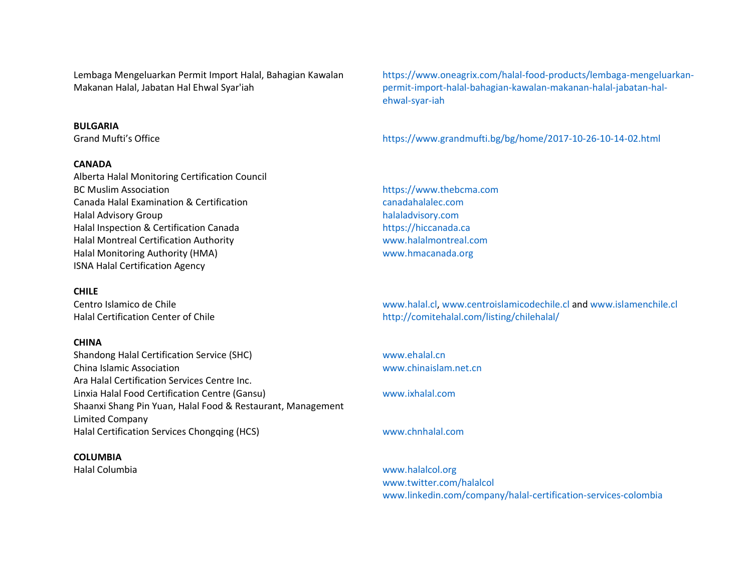Lembaga Mengeluarkan Permit Import Halal, Bahagian Kawalan Makanan Halal, Jabatan Hal Ehwal Syar'iah — https://www.oneagrix.com/halal-food-products/lembaga-mengeluarkan-permit-import-halal-bahagian-kawalan-makanan-halal-jabatan-hal-ehwal-syar-iah

**BULGARIA**

Grand Mufti's Office — https://www.grandmufti.bg/bg/home/2017-10-26-10-14-02.html

**CANADA**

Alberta Halal Monitoring Certification Council
BC Muslim Association — https://www.thebcma.com
Canada Halal Examination & Certification — canadahalalec.com
Halal Advisory Group — halaladvisory.com
Halal Inspection & Certification Canada — https://hiccanada.ca
Halal Montreal Certification Authority — www.halalmontreal.com
Halal Monitoring Authority (HMA) — www.hmacanada.org
ISNA Halal Certification Agency

**CHILE**

Centro Islamico de Chile — www.halal.cl, www.centroislamicodechile.cl and www.islamenchile.cl
Halal Certification Center of Chile — http://comitehalal.com/listing/chilehalal/

**CHINA**

Shandong Halal Certification Service (SHC) — www.ehalal.cn
China Islamic Association — www.chinaislam.net.cn
Ara Halal Certification Services Centre Inc.
Linxia Halal Food Certification Centre (Gansu) — www.ixhalal.com
Shaanxi Shang Pin Yuan, Halal Food & Restaurant, Management Limited Company
Halal Certification Services Chongqing (HCS) — www.chnhalal.com

**COLUMBIA**

Halal Columbia — www.halalcol.org
www.twitter.com/halalcol
www.linkedin.com/company/halal-certification-services-colombia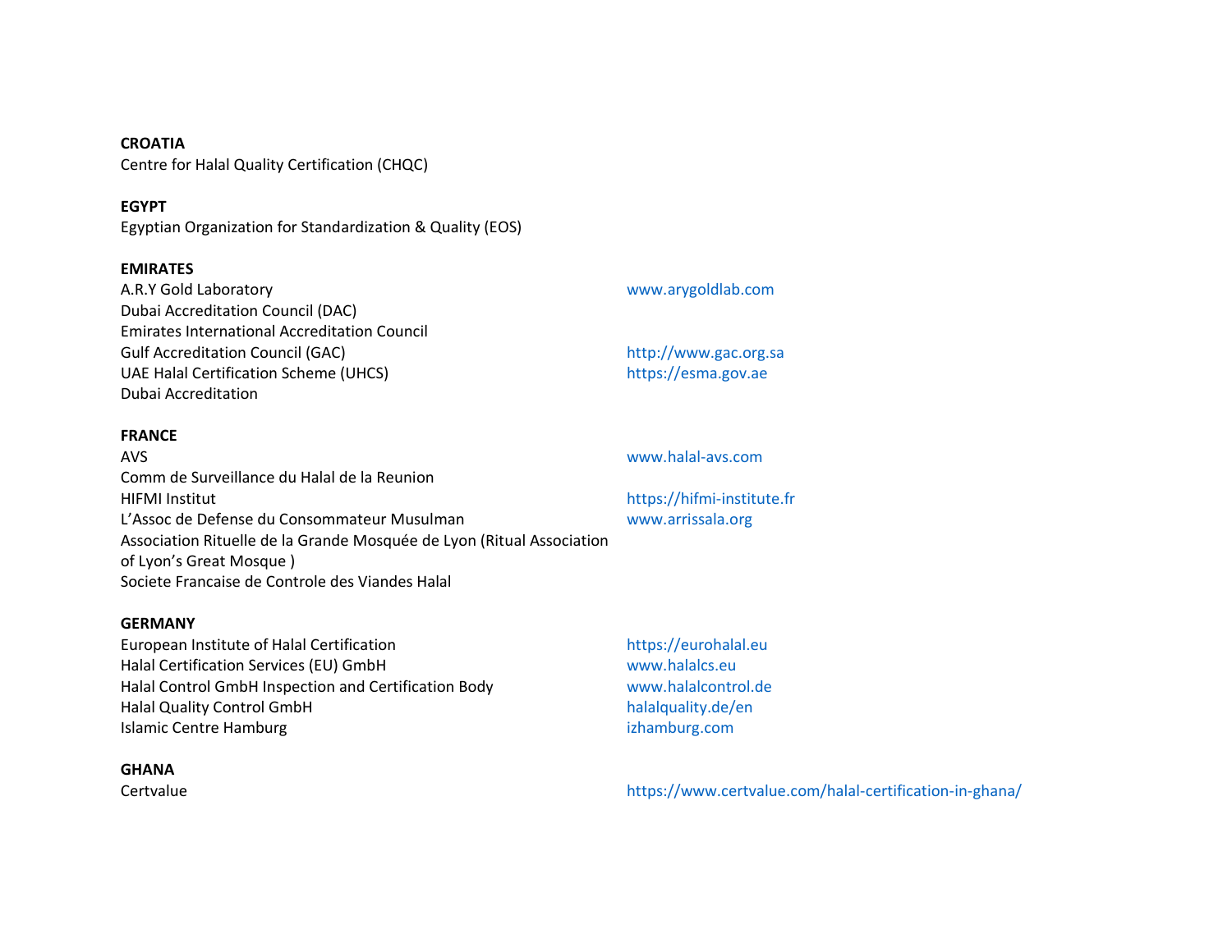**CROATIA**
Centre for Halal Quality Certification (CHQC)

**EGYPT**
Egyptian Organization for Standardization & Quality (EOS)

**EMIRATES**

| | |
|---|---|
| A.R.Y Gold Laboratory | www.arygoldlab.com |
| Dubai Accreditation Council (DAC) | |
| Emirates International Accreditation Council | |
| Gulf Accreditation Council (GAC) | http://www.gac.org.sa |
| UAE Halal Certification Scheme (UHCS) | https://esma.gov.ae |
| Dubai Accreditation | |

**FRANCE**

| | |
|---|---|
| AVS | www.halal-avs.com |
| Comm de Surveillance du Halal de la Reunion | |
| HIFMI Institut | https://hifmi-institute.fr |
| L'Assoc de Defense du Consommateur Musulman | www.arrissala.org |
| Association Rituelle de la Grande Mosquée de Lyon (Ritual Association of Lyon's Great Mosque ) | |
| Societe Francaise de Controle des Viandes Halal | |

**GERMANY**

| | |
|---|---|
| European Institute of Halal Certification | https://eurohalal.eu |
| Halal Certification Services (EU) GmbH | www.halalcs.eu |
| Halal Control GmbH Inspection and Certification Body | www.halalcontrol.de |
| Halal Quality Control GmbH | halalquality.de/en |
| Islamic Centre Hamburg | izhamburg.com |

**GHANA**

| | |
|---|---|
| Certvalue | https://www.certvalue.com/halal-certification-in-ghana/ |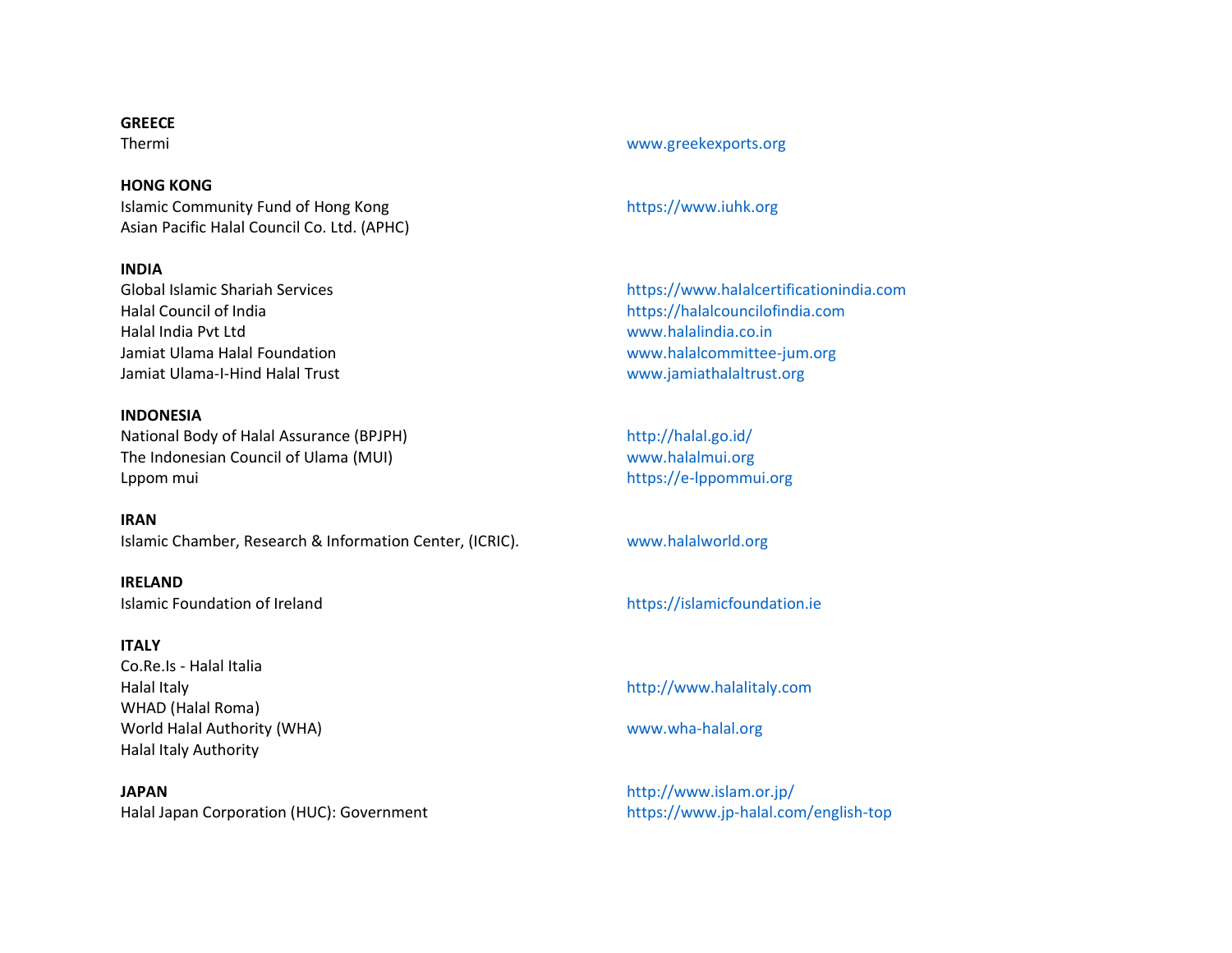**GREECE**

Thermi — www.greekexports.org

**HONG KONG**

Islamic Community Fund of Hong Kong — https://www.iuhk.org
Asian Pacific Halal Council Co. Ltd. (APHC)

**INDIA**

Global Islamic Shariah Services — https://www.halalcertificationindia.com
Halal Council of India — https://halalcouncilofindia.com
Halal India Pvt Ltd — www.halalindia.co.in
Jamiat Ulama Halal Foundation — www.halalcommittee-jum.org
Jamiat Ulama-I-Hind Halal Trust — www.jamiathalaltrust.org

**INDONESIA**

National Body of Halal Assurance (BPJPH) — http://halal.go.id/
The Indonesian Council of Ulama (MUI) — www.halalmui.org
Lppom mui — https://e-lppommui.org

**IRAN**

Islamic Chamber, Research & Information Center, (ICRIC). — www.halalworld.org

**IRELAND**

Islamic Foundation of Ireland — https://islamicfoundation.ie

**ITALY**

Co.Re.Is - Halal Italia
Halal Italy — http://www.halalitaly.com
WHAD (Halal Roma)
World Halal Authority (WHA) — www.wha-halal.org
Halal Italy Authority

**JAPAN** — http://www.islam.or.jp/

Halal Japan Corporation (HUC): Government — https://www.jp-halal.com/english-top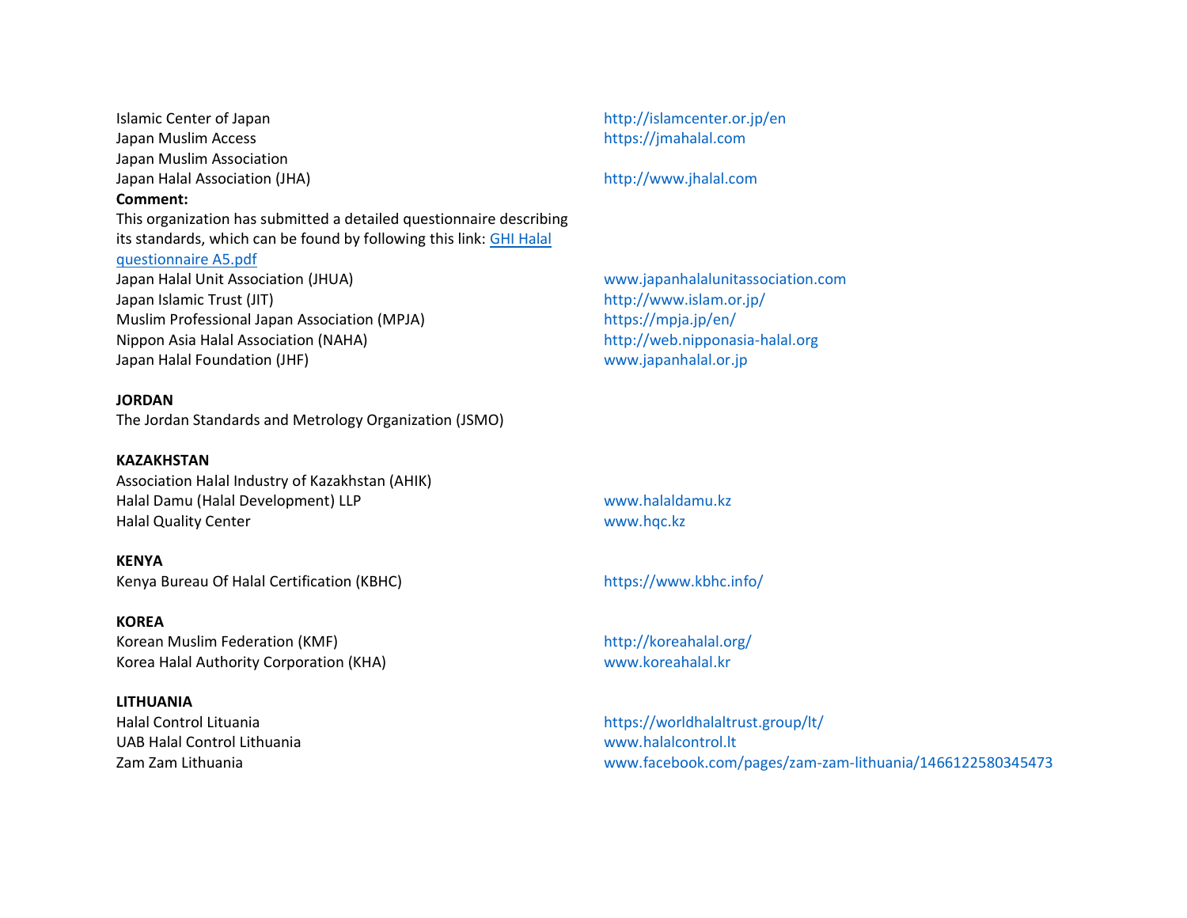Islamic Center of Japan http://islamcenter.or.jp/en
Japan Muslim Access https://jmahalal.com
Japan Muslim Association
Japan Halal Association (JHA) http://www.jhalal.com

**Comment:**
This organization has submitted a detailed questionnaire describing its standards, which can be found by following this link: [GHI Halal questionnaire A5.pdf]

Japan Halal Unit Association (JHUA) www.japanhalalunitassociation.com
Japan Islamic Trust (JIT) http://www.islam.or.jp/
Muslim Professional Japan Association (MPJA) https://mpja.jp/en/
Nippon Asia Halal Association (NAHA) http://web.nipponasia-halal.org
Japan Halal Foundation (JHF) www.japanhalal.or.jp

**JORDAN**

The Jordan Standards and Metrology Organization (JSMO)

**KAZAKHSTAN**

Association Halal Industry of Kazakhstan (AHIK)
Halal Damu (Halal Development) LLP www.halaldamu.kz
Halal Quality Center www.hqc.kz

**KENYA**

Kenya Bureau Of Halal Certification (KBHC) https://www.kbhc.info/

**KOREA**

Korean Muslim Federation (KMF) http://koreahalal.org/
Korea Halal Authority Corporation (KHA) www.koreahalal.kr

**LITHUANIA**

Halal Control Lituania https://worldhalaltrust.group/lt/
UAB Halal Control Lithuania www.halalcontrol.lt
Zam Zam Lithuania www.facebook.com/pages/zam-zam-lithuania/1466122580345473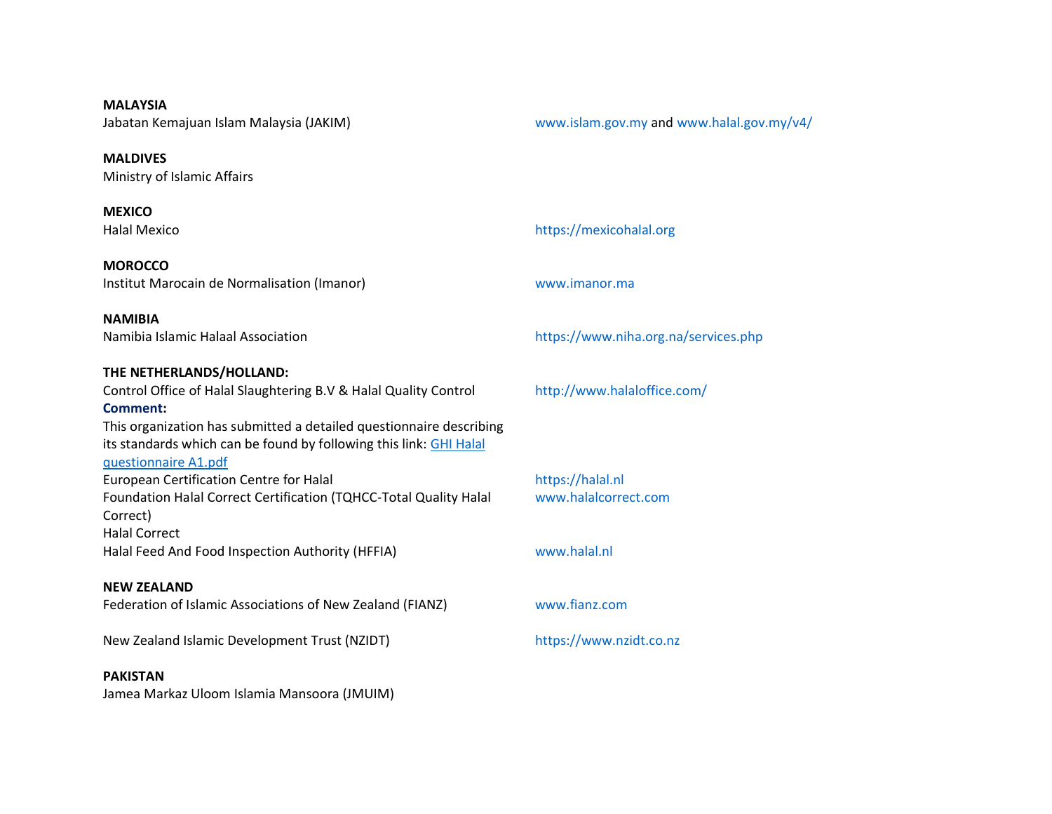**MALAYSIA**
Jabatan Kemajuan Islam Malaysia (JAKIM) — www.islam.gov.my and www.halal.gov.my/v4/

**MALDIVES**
Ministry of Islamic Affairs

**MEXICO**
Halal Mexico — https://mexicohalal.org

**MOROCCO**
Institut Marocain de Normalisation (Imanor) — www.imanor.ma

**NAMIBIA**
Namibia Islamic Halaal Association — https://www.niha.org.na/services.php

**THE NETHERLANDS/HOLLAND:**
Control Office of Halal Slaughtering B.V & Halal Quality Control — http://www.halaloffice.com/
**Comment:**
This organization has submitted a detailed questionnaire describing its standards which can be found by following this link: [GHI Halal questionnaire A1.pdf]
European Certification Centre for Halal — https://halal.nl
Foundation Halal Correct Certification (TQHCC-Total Quality Halal Correct) — www.halalcorrect.com
Halal Correct
Halal Feed And Food Inspection Authority (HFFIA) — www.halal.nl

**NEW ZEALAND**
Federation of Islamic Associations of New Zealand (FIANZ) — www.fianz.com

New Zealand Islamic Development Trust (NZIDT) — https://www.nzidt.co.nz

**PAKISTAN**
Jamea Markaz Uloom Islamia Mansoora (JMUIM)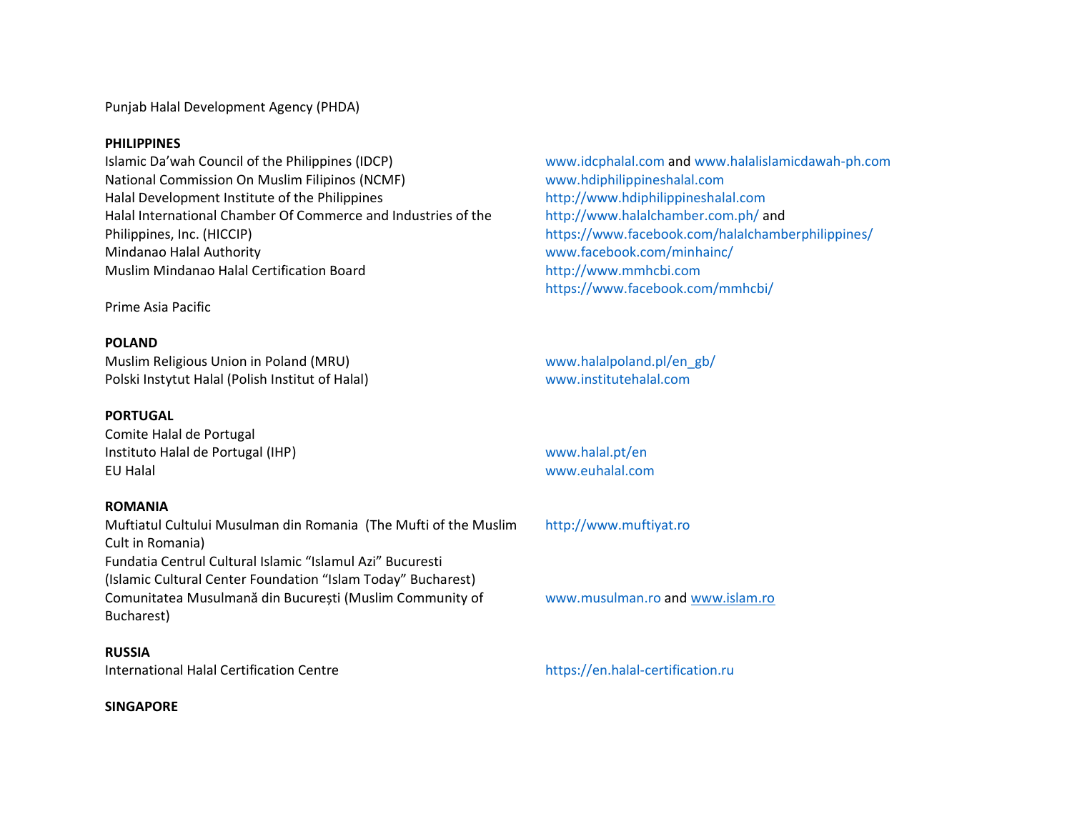Punjab Halal Development Agency (PHDA)

**PHILIPPINES**

| Organization | Website |
|---|---|
| Islamic Da'wah Council of the Philippines (IDCP) | www.idcphalal.com and www.halalislamicdawah-ph.com |
| National Commission On Muslim Filipinos (NCMF) | www.hdiphilippineshalal.com |
| Halal Development Institute of the Philippines | http://www.hdiphilippineshalal.com |
| Halal International Chamber Of Commerce and Industries of the Philippines, Inc. (HICCIP) | http://www.halalchamber.com.ph/ and https://www.facebook.com/halalchamberphilippines/ |
| Mindanao Halal Authority | www.facebook.com/minhainc/ |
| Muslim Mindanao Halal Certification Board | http://www.mmhcbi.com https://www.facebook.com/mmhcbi/ |
| Prime Asia Pacific | |

**POLAND**

| Organization | Website |
|---|---|
| Muslim Religious Union in Poland (MRU) | www.halalpoland.pl/en_gb/ |
| Polski Instytut Halal (Polish Institut of Halal) | www.institutehalal.com |

**PORTUGAL**

| Organization | Website |
|---|---|
| Comite Halal de Portugal | |
| Instituto Halal de Portugal (IHP) | www.halal.pt/en |
| EU Halal | www.euhalal.com |

**ROMANIA**

| Organization | Website |
|---|---|
| Muftiatul Cultului Musulman din Romania (The Mufti of the Muslim Cult in Romania) | http://www.muftiyat.ro |
| Fundatia Centrul Cultural Islamic "Islamul Azi" Bucuresti (Islamic Cultural Center Foundation "Islam Today" Bucharest) | |
| Comunitatea Musulmană din București (Muslim Community of Bucharest) | www.musulman.ro and www.islam.ro |

**RUSSIA**

| Organization | Website |
|---|---|
| International Halal Certification Centre | https://en.halal-certification.ru |

**SINGAPORE**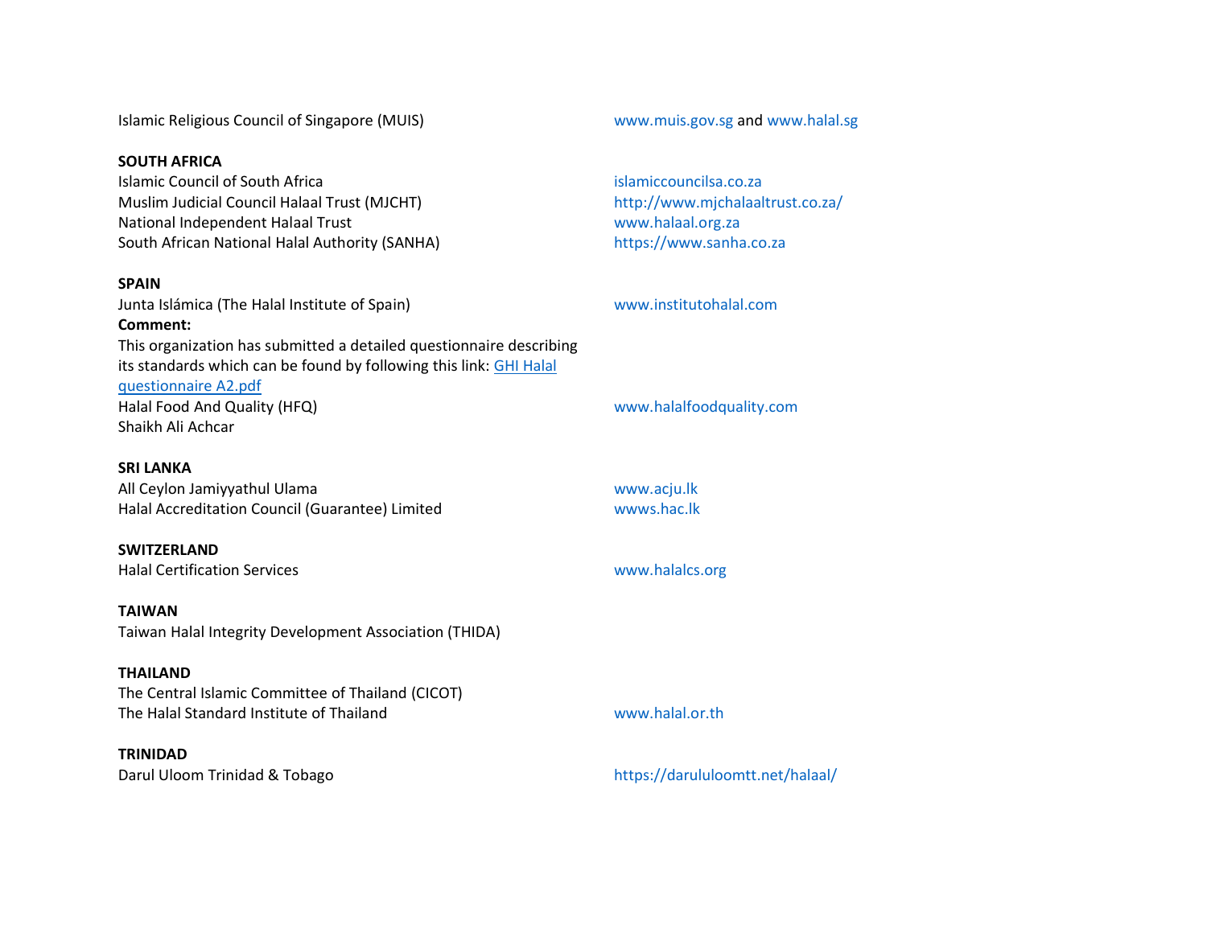Islamic Religious Council of Singapore (MUIS) www.muis.gov.sg and www.halal.sg

**SOUTH AFRICA**

Islamic Council of South Africa islamiccouncilsa.co.za
Muslim Judicial Council Halaal Trust (MJCHT) http://www.mjchalaaltrust.co.za/
National Independent Halaal Trust www.halaal.org.za
South African National Halal Authority (SANHA) https://www.sanha.co.za

**SPAIN**

Junta Islámica (The Halal Institute of Spain) www.institutohalal.com
**Comment:**
This organization has submitted a detailed questionnaire describing its standards which can be found by following this link: GHI Halal questionnaire A2.pdf
Halal Food And Quality (HFQ) www.halalfoodquality.com
Shaikh Ali Achcar

**SRI LANKA**

All Ceylon Jamiyyathul Ulama www.acju.lk
Halal Accreditation Council (Guarantee) Limited wwws.hac.lk

**SWITZERLAND**

Halal Certification Services www.halalcs.org

**TAIWAN**

Taiwan Halal Integrity Development Association (THIDA)

**THAILAND**

The Central Islamic Committee of Thailand (CICOT)
The Halal Standard Institute of Thailand www.halal.or.th

**TRINIDAD**

Darul Uloom Trinidad & Tobago https://darululoomtt.net/halaal/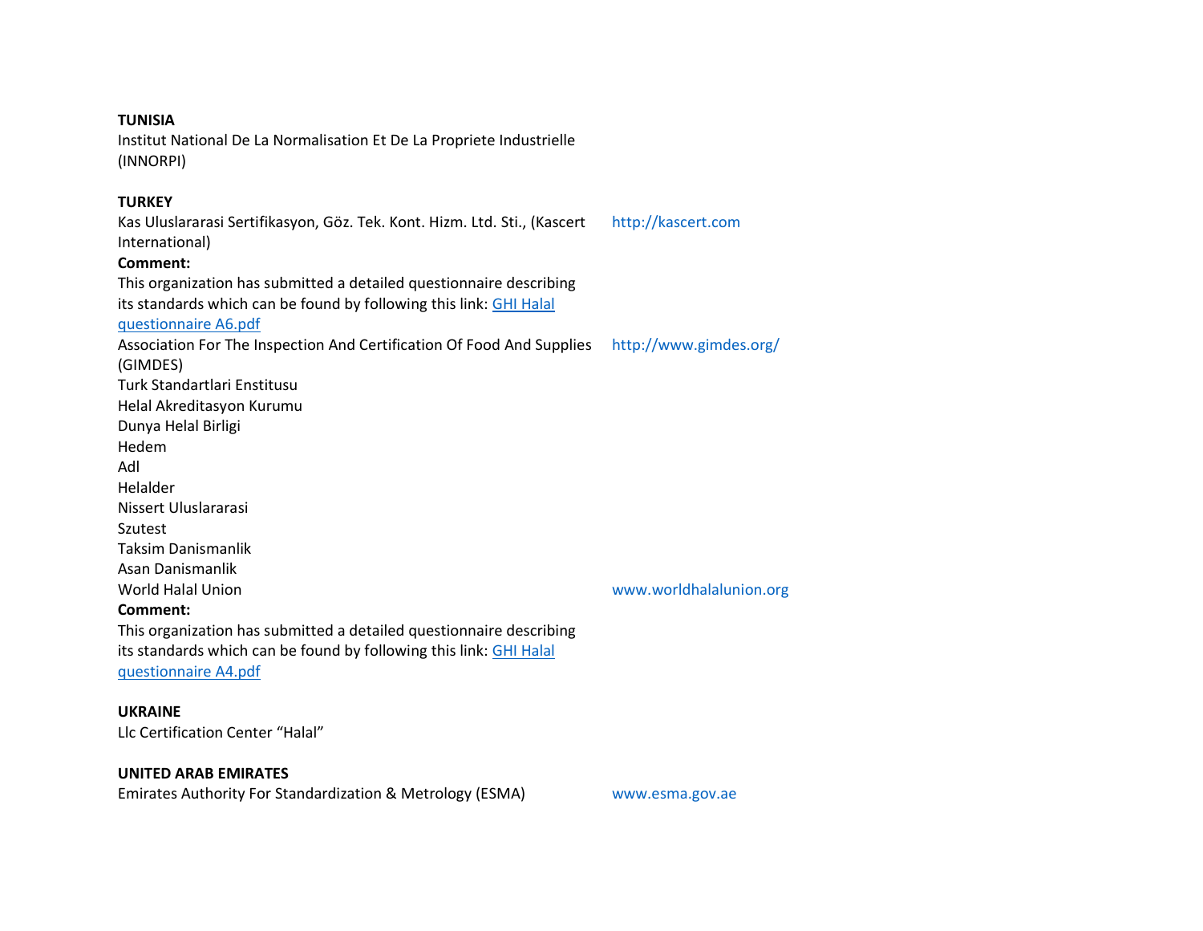**TUNISIA**
Institut National De La Normalisation Et De La Propriete Industrielle (INNORPI)

**TURKEY**
Kas Uluslararasi Sertifikasyon, Göz. Tek. Kont. Hizm. Ltd. Sti., (Kascert International) http://kascert.com
**Comment:**
This organization has submitted a detailed questionnaire describing its standards which can be found by following this link: GHI Halal questionnaire A6.pdf
Association For The Inspection And Certification Of Food And Supplies (GIMDES) http://www.gimdes.org/
Turk Standartlari Enstitusu
Helal Akreditasyon Kurumu
Dunya Helal Birligi
Hedem
Adl
Helalder
Nissert Uluslararasi
Szutest
Taksim Danismanlik
Asan Danismanlik
World Halal Union www.worldhalalunion.org
**Comment:**
This organization has submitted a detailed questionnaire describing its standards which can be found by following this link: GHI Halal questionnaire A4.pdf

**UKRAINE**
Llc Certification Center “Halal”

**UNITED ARAB EMIRATES**
Emirates Authority For Standardization & Metrology (ESMA) www.esma.gov.ae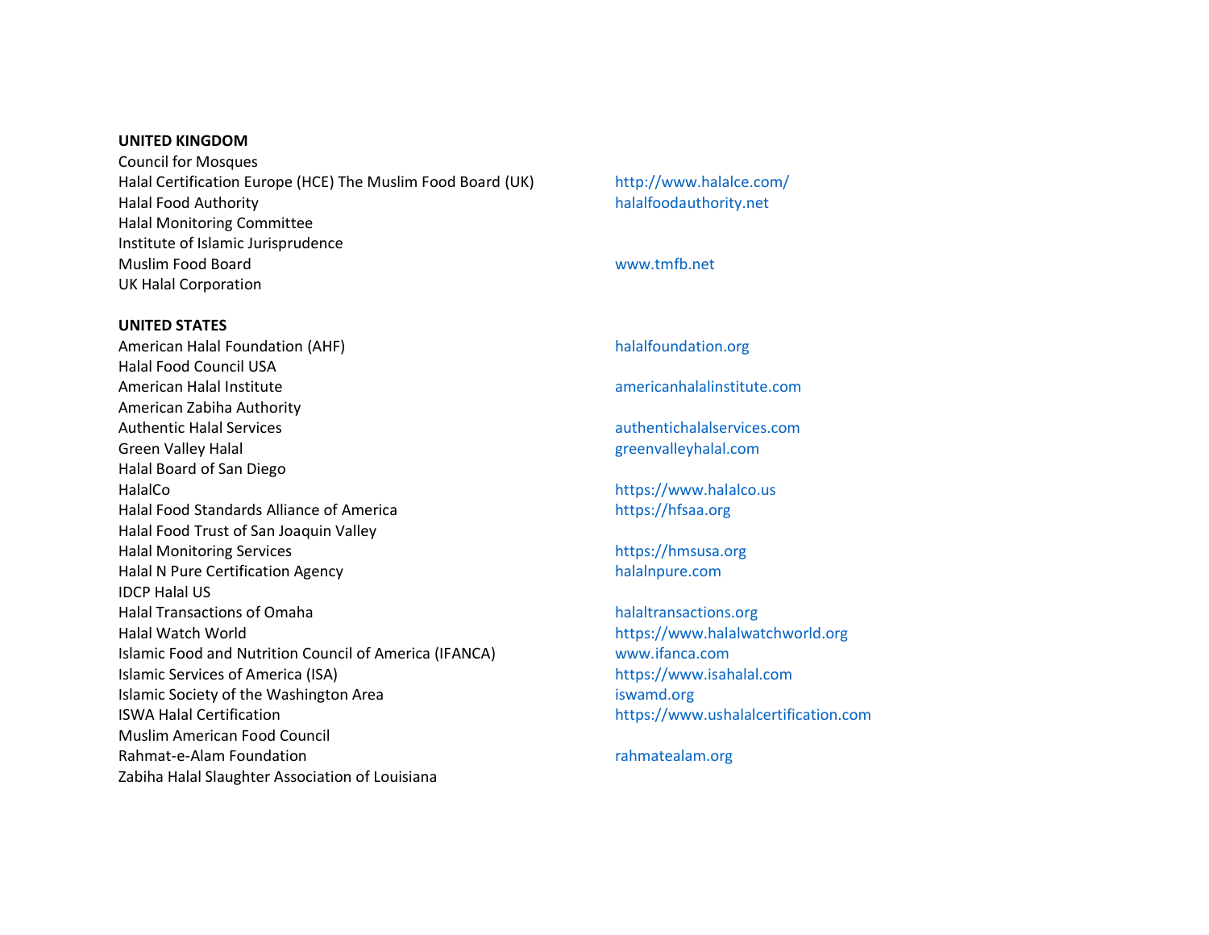**UNITED KINGDOM**

| Organization | Website |
|---|---|
| Council for Mosques | |
| Halal Certification Europe (HCE) The Muslim Food Board (UK) | http://www.halalce.com/ |
| Halal Food Authority | halalfoodauthority.net |
| Halal Monitoring Committee | |
| Institute of Islamic Jurisprudence | |
| Muslim Food Board | www.tmfb.net |
| UK Halal Corporation | |

**UNITED STATES**

| Organization | Website |
|---|---|
| American Halal Foundation (AHF) | halalfoundation.org |
| Halal Food Council USA | |
| American Halal Institute | americanhalalinstitute.com |
| American Zabiha Authority | |
| Authentic Halal Services | authentichalalservices.com |
| Green Valley Halal | greenvalleyhalal.com |
| Halal Board of San Diego | |
| HalalCo | https://www.halalco.us |
| Halal Food Standards Alliance of America | https://hfsaa.org |
| Halal Food Trust of San Joaquin Valley | |
| Halal Monitoring Services | https://hmsusa.org |
| Halal N Pure Certification Agency | halalnpure.com |
| IDCP Halal US | |
| Halal Transactions of Omaha | halaltransactions.org |
| Halal Watch World | https://www.halalwatchworld.org |
| Islamic Food and Nutrition Council of America (IFANCA) | www.ifanca.com |
| Islamic Services of America (ISA) | https://www.isahalal.com |
| Islamic Society of the Washington Area | iswamd.org |
| ISWA Halal Certification | https://www.ushalalcertification.com |
| Muslim American Food Council | |
| Rahmat-e-Alam Foundation | rahmatealam.org |
| Zabiha Halal Slaughter Association of Louisiana | |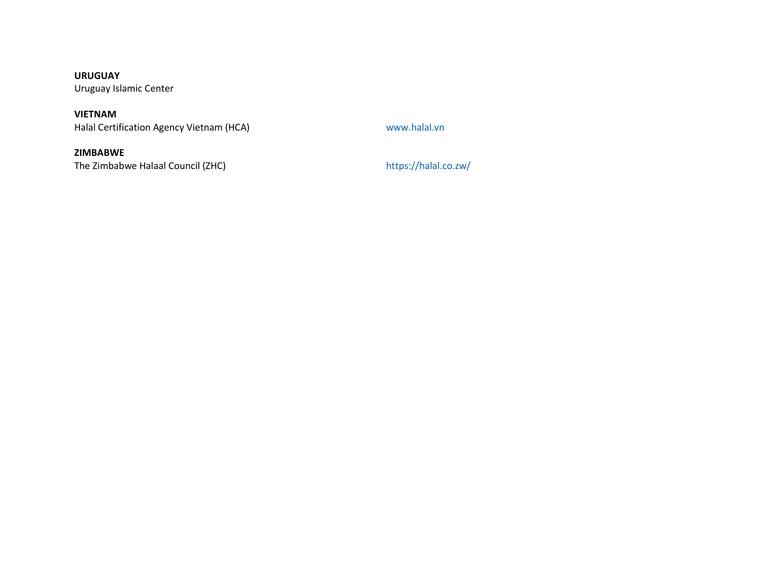**URUGUAY**
Uruguay Islamic Center

**VIETNAM**
Halal Certification Agency Vietnam (HCA) www.halal.vn

**ZIMBABWE**
The Zimbabwe Halaal Council (ZHC) https://halal.co.zw/